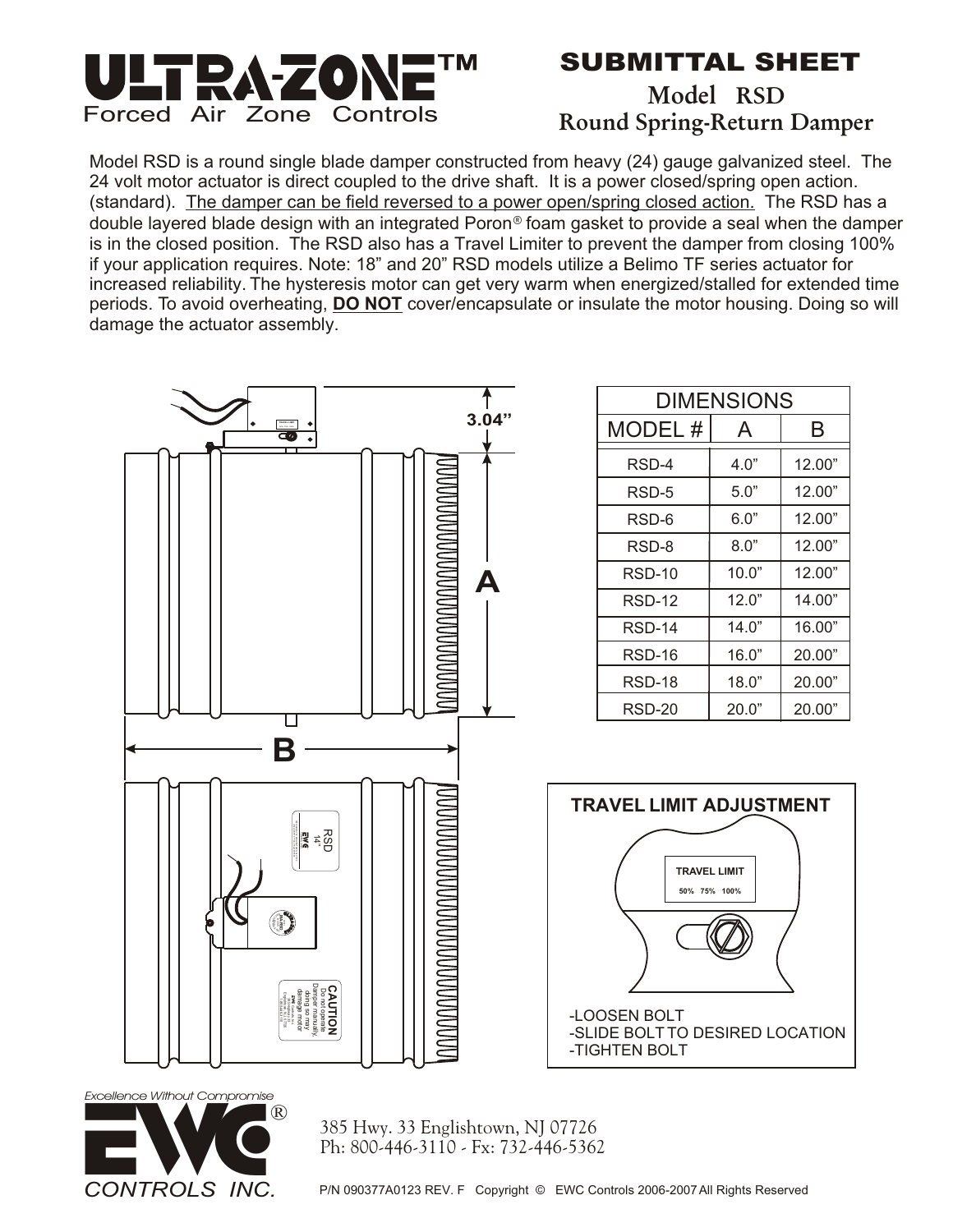# ULTRA-ZONE™

Forced Air Zone Controls

## SUBMITTAL SHEET

### Model RSD
### Round Spring-Return Damper

Model RSD is a round single blade damper constructed from heavy (24) gauge galvanized steel. The 24 volt motor actuator is direct coupled to the drive shaft. It is a power closed/spring open action. (standard). The damper can be field reversed to a power open/spring closed action. The RSD has a double layered blade design with an integrated Poron® foam gasket to provide a seal when the damper is in the closed position. The RSD also has a Travel Limiter to prevent the damper from closing 100% if your application requires. Note: 18" and 20" RSD models utilize a Belimo TF series actuator for increased reliability. The hysteresis motor can get very warm when energized/stalled for extended time periods. To avoid overheating, **DO NOT** cover/encapsulate or insulate the motor housing. Doing so will damage the actuator assembly.

3.04"

A

B

RSD 14"

CAUTION Do not operate Damper manually, doing so may damage motor

| DIMENSIONS | | |
|---|---|---|
| MODEL # | A | B |
| RSD-4 | 4.0" | 12.00" |
| RSD-5 | 5.0" | 12.00" |
| RSD-6 | 6.0" | 12.00" |
| RSD-8 | 8.0" | 12.00" |
| RSD-10 | 10.0" | 12.00" |
| RSD-12 | 12.0" | 14.00" |
| RSD-14 | 14.0" | 16.00" |
| RSD-16 | 16.0" | 20.00" |
| RSD-18 | 18.0" | 20.00" |
| RSD-20 | 20.0" | 20.00" |

**TRAVEL LIMIT ADJUSTMENT**

TRAVEL LIMIT

50% 75% 100%

- LOOSEN BOLT
- SLIDE BOLT TO DESIRED LOCATION
- TIGHTEN BOLT

*Excellence Without Compromise*

EWC® CONTROLS INC.

385 Hwy. 33 Englishtown, NJ 07726
Ph: 800-446-3110 - Fx: 732-446-5362

P/N 090377A0123 REV. F Copyright © EWC Controls 2006-2007 All Rights Reserved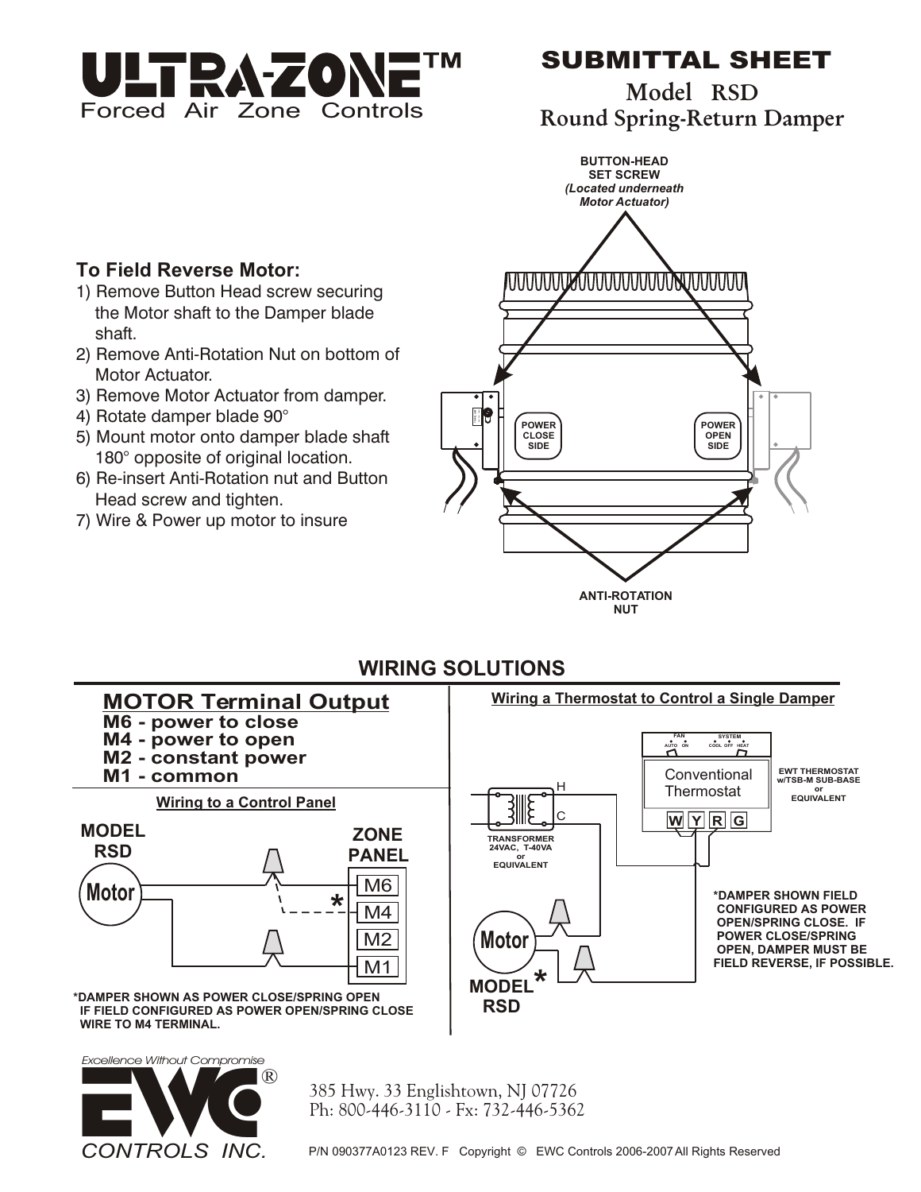# ULTRA-ZONE™

Forced Air Zone Controls

## SUBMITTAL SHEET

**Model RSD**

**Round Spring-Return Damper**

### To Field Reverse Motor:

1) Remove Button Head screw securing the Motor shaft to the Damper blade shaft.
2) Remove Anti-Rotation Nut on bottom of Motor Actuator.
3) Remove Motor Actuator from damper.
4) Rotate damper blade 90°
5) Mount motor onto damper blade shaft 180° opposite of original location.
6) Re-insert Anti-Rotation nut and Button Head screw and tighten.
7) Wire & Power up motor to insure

BUTTON-HEAD SET SCREW
*(Located underneath Motor Actuator)*

POWER CLOSE SIDE

POWER OPEN SIDE

ANTI-ROTATION NUT

## WIRING SOLUTIONS

### MOTOR Terminal Output

**M6 - power to close**
**M4 - power to open**
**M2 - constant power**
**M1 - common**

#### Wiring to a Control Panel

MODEL RSD

Motor

ZONE PANEL

M6

M4

M2

M1

*DAMPER SHOWN AS POWER CLOSE/SPRING OPEN IF FIELD CONFIGURED AS POWER OPEN/SPRING CLOSE WIRE TO M4 TERMINAL.

#### Wiring a Thermostat to Control a Single Damper

FAN AUTO ON

SYSTEM COOL OFF HEAT

Conventional Thermostat

W Y R G

EWT THERMOSTAT w/TSB-M SUB-BASE or EQUIVALENT

H

C

TRANSFORMER 24VAC, T-40VA or EQUIVALENT

Motor

MODEL* RSD

*DAMPER SHOWN FIELD CONFIGURED AS POWER OPEN/SPRING CLOSE. IF POWER CLOSE/SPRING OPEN, DAMPER MUST BE FIELD REVERSE, IF POSSIBLE.

*Excellence Without Compromise*

EWC® CONTROLS INC.

385 Hwy. 33 Englishtown, NJ 07726
Ph: 800-446-3110 - Fx: 732-446-5362

P/N 090377A0123 REV. F Copyright © EWC Controls 2006-2007 All Rights Reserved